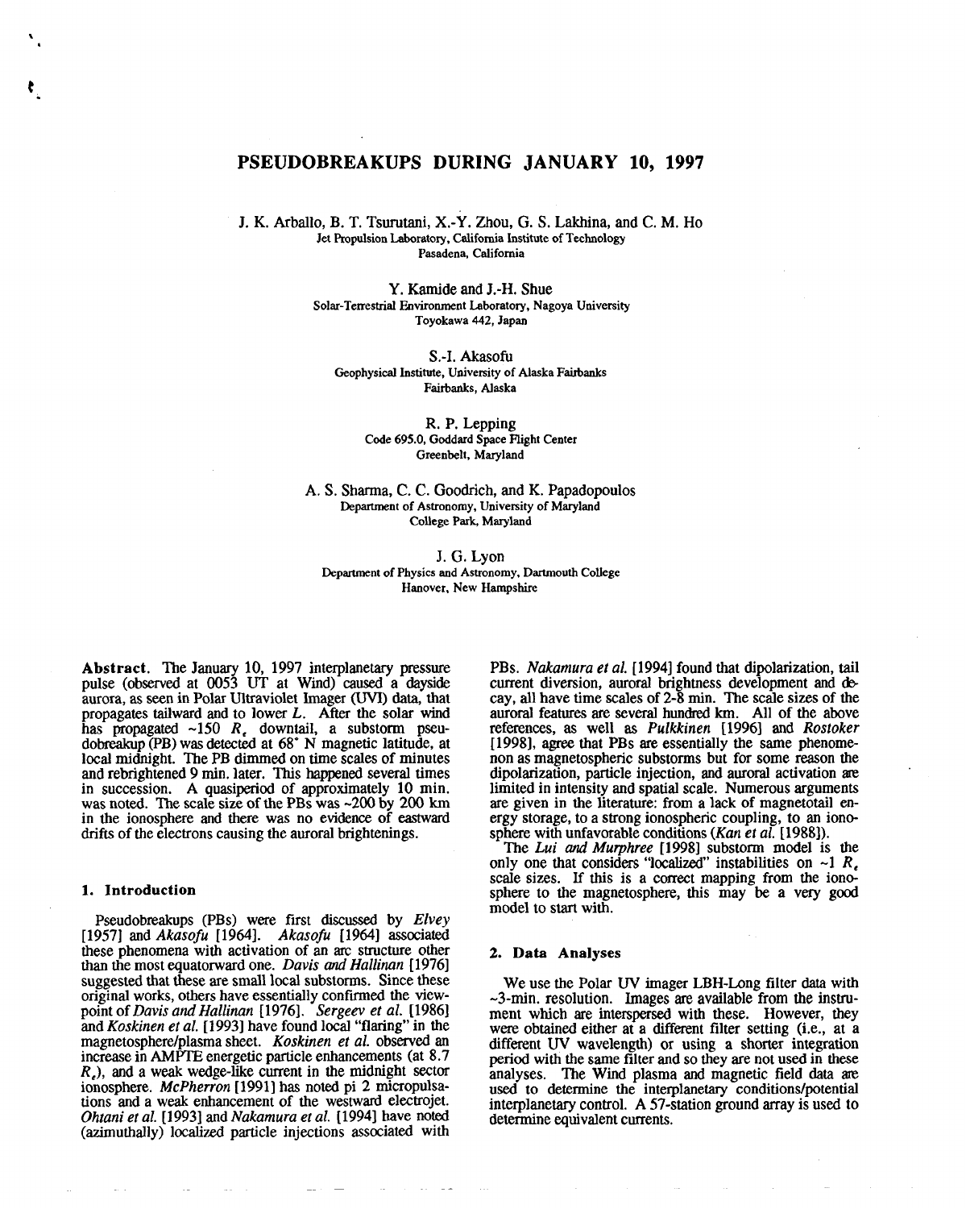# PSEUDOBREAKUPS DURING JANUARY 10, 1997

J. K. Arballo, B. T. Tsurutani, X.-Y. Zhou, G. S. Lakhina, and C. M. Ho
Jet Propulsion Laboratory, California Institute of Technology
Pasadena, California

Y. Kamide and J.-H. Shue
Solar-Terrestrial Environment Laboratory, Nagoya University
Toyokawa 442, Japan

S.-I. Akasofu
Geophysical Institute, University of Alaska Fairbanks
Fairbanks, Alaska

R. P. Lepping
Code 695.0, Goddard Space Flight Center
Greenbelt, Maryland

A. S. Sharma, C. C. Goodrich, and K. Papadopoulos
Department of Astronomy, University of Maryland
College Park, Maryland

J. G. Lyon
Department of Physics and Astronomy, Dartmouth College
Hanover, New Hampshire

**Abstract.** The January 10, 1997 interplanetary pressure pulse (observed at 0053 UT at Wind) caused a dayside aurora, as seen in Polar Ultraviolet Imager (UVI) data, that propagates tailward and to lower $L$. After the solar wind has propagated ~150 $R_e$ downtail, a substorm pseudobreakup (PB) was detected at 68° N magnetic latitude, at local midnight. The PB dimmed on time scales of minutes and rebrightened 9 min. later. This happened several times in succession. A quasiperiod of approximately 10 min. was noted. The scale size of the PBs was ~200 by 200 km in the ionosphere and there was no evidence of eastward drifts of the electrons causing the auroral brightenings.

## 1. Introduction

Pseudobreakups (PBs) were first discussed by *Elvey* [1957] and *Akasofu* [1964]. *Akasofu* [1964] associated these phenomena with activation of an arc structure other than the most equatorward one. *Davis and Hallinan* [1976] suggested that these are small local substorms. Since these original works, others have essentially confirmed the viewpoint of *Davis and Hallinan* [1976]. *Sergeev et al.* [1986] and *Koskinen et al.* [1993] have found local "flaring" in the magnetosphere/plasma sheet. *Koskinen et al.* observed an increase in AMPTE energetic particle enhancements (at 8.7 $R_e$), and a weak wedge-like current in the midnight sector ionosphere. *McPherron* [1991] has noted pi 2 micropulsations and a weak enhancement of the westward electrojet. *Ohtani et al.* [1993] and *Nakamura et al.* [1994] have noted (azimuthally) localized particle injections associated with PBs. *Nakamura et al.* [1994] found that dipolarization, tail current diversion, auroral brightness development and decay, all have time scales of 2-8 min. The scale sizes of the auroral features are several hundred km. All of the above references, as well as *Pulkkinen* [1996] and *Rostoker* [1998], agree that PBs are essentially the same phenomenon as magnetospheric substorms but for some reason the dipolarization, particle injection, and auroral activation are limited in intensity and spatial scale. Numerous arguments are given in the literature: from a lack of magnetotail energy storage, to a strong ionospheric coupling, to an ionosphere with unfavorable conditions (*Kan et al.* [1988]).

The *Lui and Murphree* [1998] substorm model is the only one that considers "localized" instabilities on ~1 $R_e$ scale sizes. If this is a correct mapping from the ionosphere to the magnetosphere, this may be a very good model to start with.

## 2. Data Analyses

We use the Polar UV imager LBH-Long filter data with ~3-min. resolution. Images are available from the instrument which are interspersed with these. However, they were obtained either at a different filter setting (i.e., at a different UV wavelength) or using a shorter integration period with the same filter and so they are not used in these analyses. The Wind plasma and magnetic field data are used to determine the interplanetary conditions/potential interplanetary control. A 57-station ground array is used to determine equivalent currents.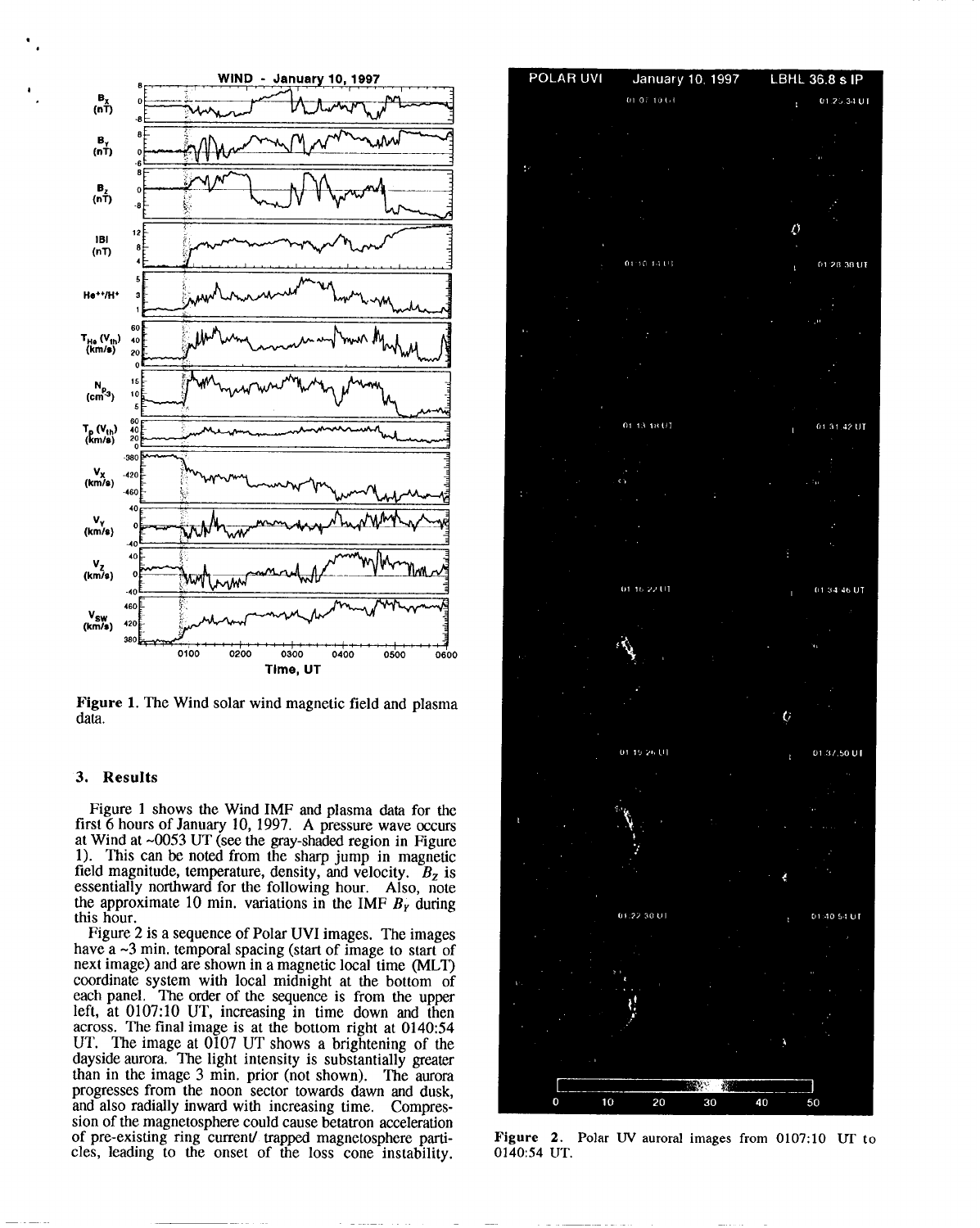Figure 1. The Wind solar wind magnetic field and plasma data.

## 3. Results

Figure 1 shows the Wind IMF and plasma data for the first 6 hours of January 10, 1997. A pressure wave occurs at Wind at ~0053 UT (see the gray-shaded region in Figure 1). This can be noted from the sharp jump in magnetic field magnitude, temperature, density, and velocity. $B_Z$ is essentially northward for the following hour. Also, note the approximate 10 min. variations in the IMF $B_Y$ during this hour.

Figure 2 is a sequence of Polar UVI images. The images have a ~3 min. temporal spacing (start of image to start of next image) and are shown in a magnetic local time (MLT) coordinate system with local midnight at the bottom of each panel. The order of the sequence is from the upper left, at 0107:10 UT, increasing in time down and then across. The final image is at the bottom right at 0140:54 UT. The image at 0107 UT shows a brightening of the dayside aurora. The light intensity is substantially greater than in the image 3 min. prior (not shown). The aurora progresses from the noon sector towards dawn and dusk, and also radially inward with increasing time. Compression of the magnetosphere could cause betatron acceleration of pre-existing ring current/ trapped magnetosphere particles, leading to the onset of the loss cone instability.

Figure 2. Polar UV auroral images from 0107:10 UT to 0140:54 UT.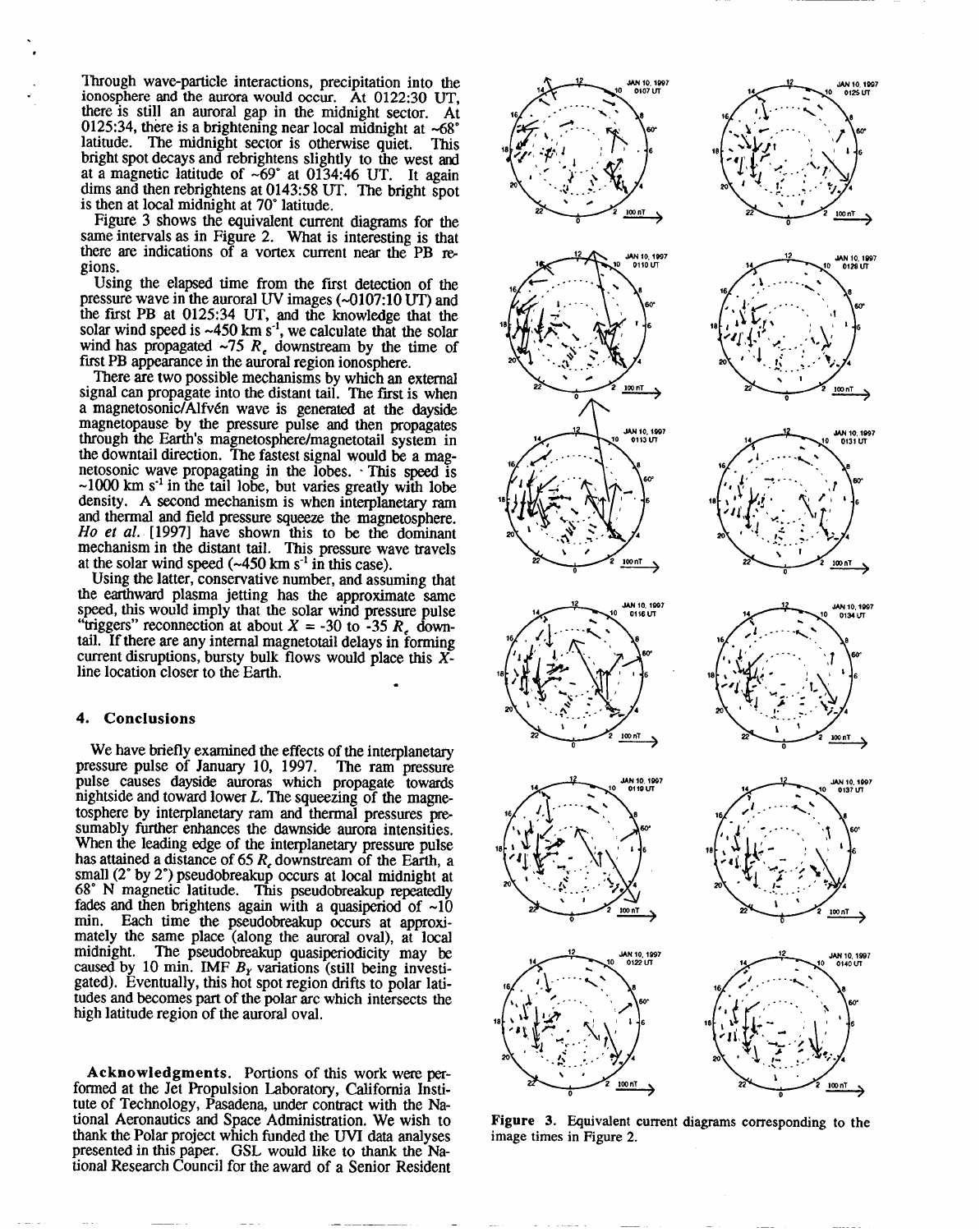Through wave-particle interactions, precipitation into the ionosphere and the aurora would occur. At 0122:30 UT, there is still an auroral gap in the midnight sector. At 0125:34, there is a brightening near local midnight at ~68° latitude. The midnight sector is otherwise quiet. This bright spot decays and rebrightens slightly to the west and at a magnetic latitude of ~69° at 0134:46 UT. It again dims and then rebrightens at 0143:58 UT. The bright spot is then at local midnight at 70° latitude.

Figure 3 shows the equivalent current diagrams for the same intervals as in Figure 2. What is interesting is that there are indications of a vortex current near the PB regions.

Using the elapsed time from the first detection of the pressure wave in the auroral UV images (~0107:10 UT) and the first PB at 0125:34 UT, and the knowledge that the solar wind speed is ~450 km s$^{-1}$, we calculate that the solar wind has propagated ~75 $R_e$ downstream by the time of first PB appearance in the auroral region ionosphere.

There are two possible mechanisms by which an external signal can propagate into the distant tail. The first is when a magnetosonic/Alfvén wave is generated at the dayside magnetopause by the pressure pulse and then propagates through the Earth's magnetosphere/magnetotail system in the downtail direction. The fastest signal would be a magnetosonic wave propagating in the lobes. This speed is ~1000 km s$^{-1}$ in the tail lobe, but varies greatly with lobe density. A second mechanism is when interplanetary ram and thermal and field pressure squeeze the magnetosphere. *Ho et al.* [1997] have shown this to be the dominant mechanism in the distant tail. This pressure wave travels at the solar wind speed (~450 km s$^{-1}$ in this case).

Using the latter, conservative number, and assuming that the earthward plasma jetting has the approximate same speed, this would imply that the solar wind pressure pulse "triggers" reconnection at about $X$ = -30 to -35 $R_e$ downtail. If there are any internal magnetotail delays in forming current disruptions, bursty bulk flows would place this $X$-line location closer to the Earth.

## 4. Conclusions

We have briefly examined the effects of the interplanetary pressure pulse of January 10, 1997. The ram pressure pulse causes dayside auroras which propagate towards nightside and toward lower $L$. The squeezing of the magnetosphere by interplanetary ram and thermal pressures presumably further enhances the dawnside aurora intensities. When the leading edge of the interplanetary pressure pulse has attained a distance of 65 $R_e$ downstream of the Earth, a small (2° by 2°) pseudobreakup occurs at local midnight at 68° N magnetic latitude. This pseudobreakup repeatedly fades and then brightens again with a quasiperiod of ~10 min. Each time the pseudobreakup occurs at approximately the same place (along the auroral oval), at local midnight. The pseudobreakup quasiperiodicity may be caused by 10 min. IMF $B_Y$ variations (still being investigated). Eventually, this hot spot region drifts to polar latitudes and becomes part of the polar arc which intersects the high latitude region of the auroral oval.

**Acknowledgments.** Portions of this work were performed at the Jet Propulsion Laboratory, California Institute of Technology, Pasadena, under contract with the National Aeronautics and Space Administration. We wish to thank the Polar project which funded the UVI data analyses presented in this paper. GSL would like to thank the National Research Council for the award of a Senior Resident

**Figure 3.** Equivalent current diagrams corresponding to the image times in Figure 2.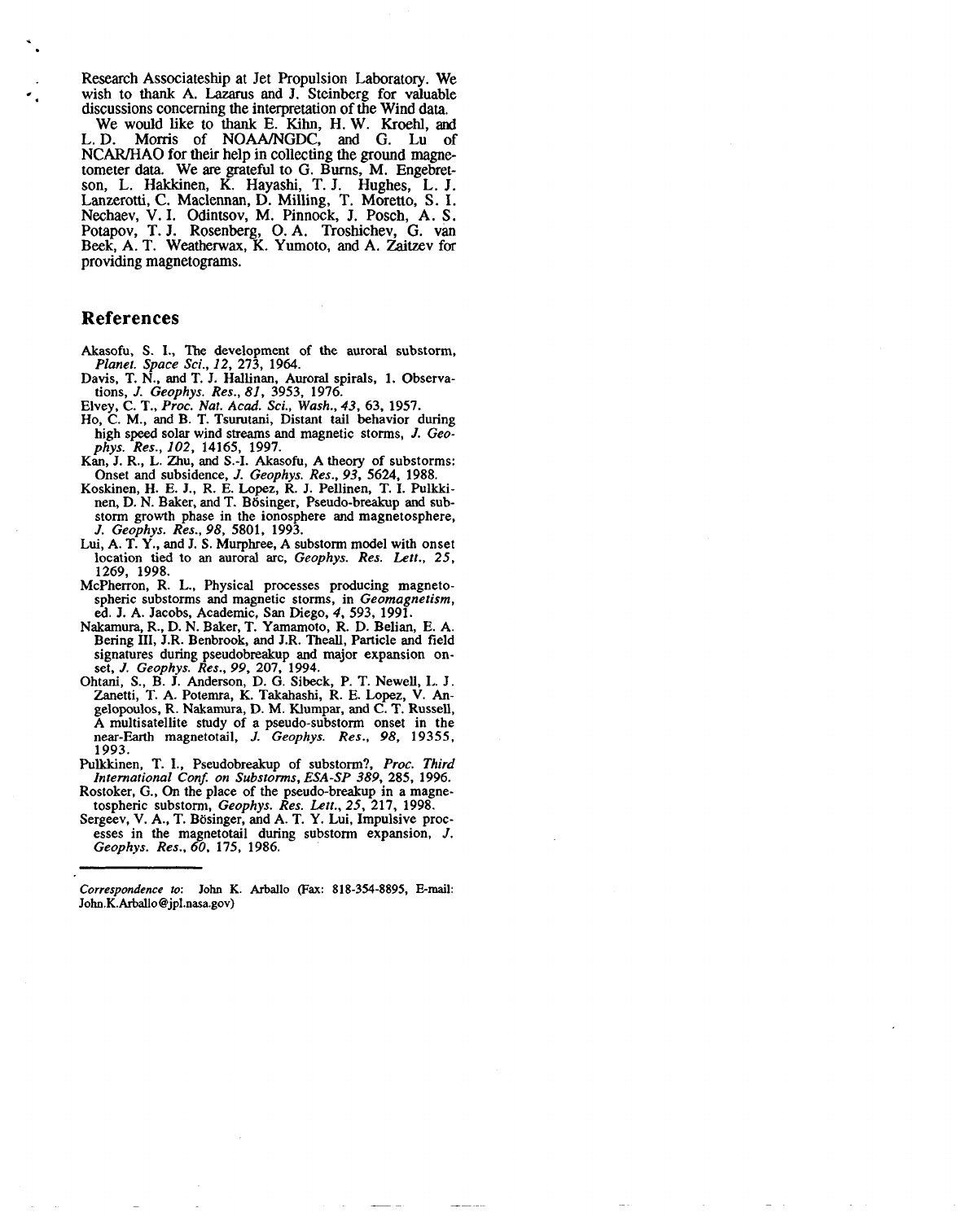Research Associateship at Jet Propulsion Laboratory. We wish to thank A. Lazarus and J. Steinberg for valuable discussions concerning the interpretation of the Wind data.

We would like to thank E. Kihn, H. W. Kroehl, and L. D. Morris of NOAA/NGDC, and G. Lu of NCAR/HAO for their help in collecting the ground magnetometer data. We are grateful to G. Burns, M. Engebretson, L. Hakkinen, K. Hayashi, T. J. Hughes, L. J. Lanzerotti, C. Maclennan, D. Milling, T. Moretto, S. I. Nechaev, V. I. Odintsov, M. Pinnock, J. Posch, A. S. Potapov, T. J. Rosenberg, O. A. Troshichev, G. van Beek, A. T. Weatherwax, K. Yumoto, and A. Zaitzev for providing magnetograms.

## References

Akasofu, S. I., The development of the auroral substorm, *Planet. Space Sci.*, *12*, 273, 1964.

Davis, T. N., and T. J. Hallinan, Auroral spirals, 1. Observations, *J. Geophys. Res.*, *81*, 3953, 1976.

Elvey, C. T., *Proc. Nat. Acad. Sci., Wash.*, *43*, 63, 1957.

Ho, C. M., and B. T. Tsurutani, Distant tail behavior during high speed solar wind streams and magnetic storms, *J. Geophys. Res.*, *102*, 14165, 1997.

Kan, J. R., L. Zhu, and S.-I. Akasofu, A theory of substorms: Onset and subsidence, *J. Geophys. Res.*, *93*, 5624, 1988.

Koskinen, H. E. J., R. E. Lopez, R. J. Pellinen, T. I. Pulkkinen, D. N. Baker, and T. Bösinger, Pseudo-breakup and substorm growth phase in the ionosphere and magnetosphere, *J. Geophys. Res.*, *98*, 5801, 1993.

Lui, A. T. Y., and J. S. Murphree, A substorm model with onset location tied to an auroral arc, *Geophys. Res. Lett.*, *25*, 1269, 1998.

McPherron, R. L., Physical processes producing magnetospheric substorms and magnetic storms, in *Geomagnetism*, ed. J. A. Jacobs, Academic, San Diego, *4*, 593, 1991.

Nakamura, R., D. N. Baker, T. Yamamoto, R. D. Belian, E. A. Bering III, J.R. Benbrook, and J.R. Theall, Particle and field signatures during pseudobreakup and major expansion onset, *J. Geophys. Res.*, *99*, 207, 1994.

Ohtani, S., B. J. Anderson, D. G. Sibeck, P. T. Newell, L. J. Zanetti, T. A. Potemra, K. Takahashi, R. E. Lopez, V. Angelopoulos, R. Nakamura, D. M. Klumpar, and C. T. Russell, A multisatellite study of a pseudo-substorm onset in the near-Earth magnetotail, *J. Geophys. Res.*, *98*, 19355, 1993.

Pulkkinen, T. I., Pseudobreakup of substorm?, *Proc. Third International Conf. on Substorms, ESA-SP 389*, 285, 1996.

Rostoker, G., On the place of the pseudo-breakup in a magnetospheric substorm, *Geophys. Res. Lett.*, *25*, 217, 1998.

Sergeev, V. A., T. Bösinger, and A. T. Y. Lui, Impulsive processes in the magnetotail during substorm expansion, *J. Geophys. Res.*, *60*, 175, 1986.

---

*Correspondence to*: John K. Arballo (Fax: 818-354-8895, E-mail: John.K.Arballo@jpl.nasa.gov)